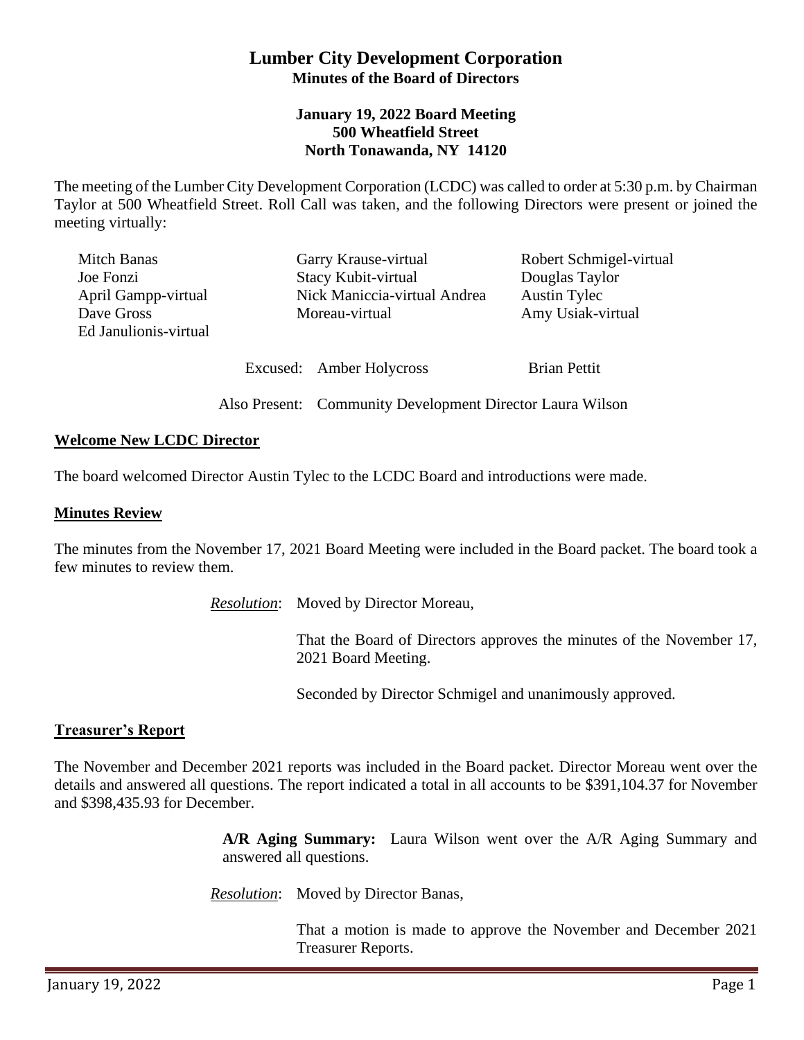# Lumber City Development Corporation

**Minutes of the Board of Directors**

**January 19, 2022 Board Meeting**
**500 Wheatfield Street**
**North Tonawanda, NY 14120**

The meeting of the Lumber City Development Corporation (LCDC) was called to order at 5:30 p.m. by Chairman Taylor at 500 Wheatfield Street. Roll Call was taken, and the following Directors were present or joined the meeting virtually:

| | | |
|---|---|---|
| Mitch Banas | Garry Krause-virtual | Robert Schmigel-virtual |
| Joe Fonzi | Stacy Kubit-virtual | Douglas Taylor |
| April Gampp-virtual | Nick Maniccia-virtual | Austin Tylec |
| Dave Gross | Andrea Moreau-virtual | Amy Usiak-virtual |
| Ed Janulionis-virtual | | |

Excused: Amber Holycross    Brian Pettit

Also Present: Community Development Director Laura Wilson

## Welcome New LCDC Director

The board welcomed Director Austin Tylec to the LCDC Board and introductions were made.

## Minutes Review

The minutes from the November 17, 2021 Board Meeting were included in the Board packet. The board took a few minutes to review them.

*Resolution*: Moved by Director Moreau,

That the Board of Directors approves the minutes of the November 17, 2021 Board Meeting.

Seconded by Director Schmigel and unanimously approved.

## Treasurer's Report

The November and December 2021 reports was included in the Board packet. Director Moreau went over the details and answered all questions. The report indicated a total in all accounts to be $391,104.37 for November and $398,435.93 for December.

**A/R Aging Summary:** Laura Wilson went over the A/R Aging Summary and answered all questions.

*Resolution*: Moved by Director Banas,

That a motion is made to approve the November and December 2021 Treasurer Reports.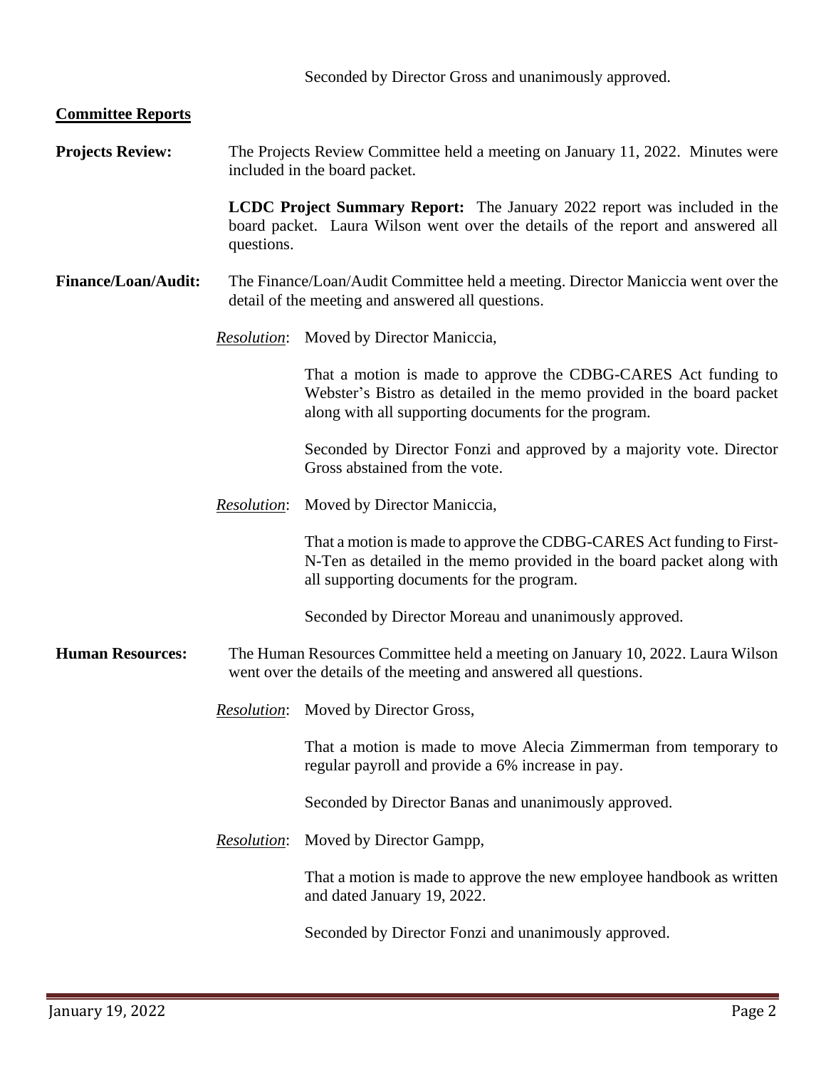Seconded by Director Gross and unanimously approved.

## Committee Reports

**Projects Review:** The Projects Review Committee held a meeting on January 11, 2022. Minutes were included in the board packet.

**LCDC Project Summary Report:** The January 2022 report was included in the board packet. Laura Wilson went over the details of the report and answered all questions.

**Finance/Loan/Audit:** The Finance/Loan/Audit Committee held a meeting. Director Maniccia went over the detail of the meeting and answered all questions.

*Resolution*: Moved by Director Maniccia,

That a motion is made to approve the CDBG-CARES Act funding to Webster's Bistro as detailed in the memo provided in the board packet along with all supporting documents for the program.

Seconded by Director Fonzi and approved by a majority vote. Director Gross abstained from the vote.

*Resolution*: Moved by Director Maniccia,

That a motion is made to approve the CDBG-CARES Act funding to First-N-Ten as detailed in the memo provided in the board packet along with all supporting documents for the program.

Seconded by Director Moreau and unanimously approved.

**Human Resources:** The Human Resources Committee held a meeting on January 10, 2022. Laura Wilson went over the details of the meeting and answered all questions.

*Resolution*: Moved by Director Gross,

That a motion is made to move Alecia Zimmerman from temporary to regular payroll and provide a 6% increase in pay.

Seconded by Director Banas and unanimously approved.

*Resolution*: Moved by Director Gampp,

That a motion is made to approve the new employee handbook as written and dated January 19, 2022.

Seconded by Director Fonzi and unanimously approved.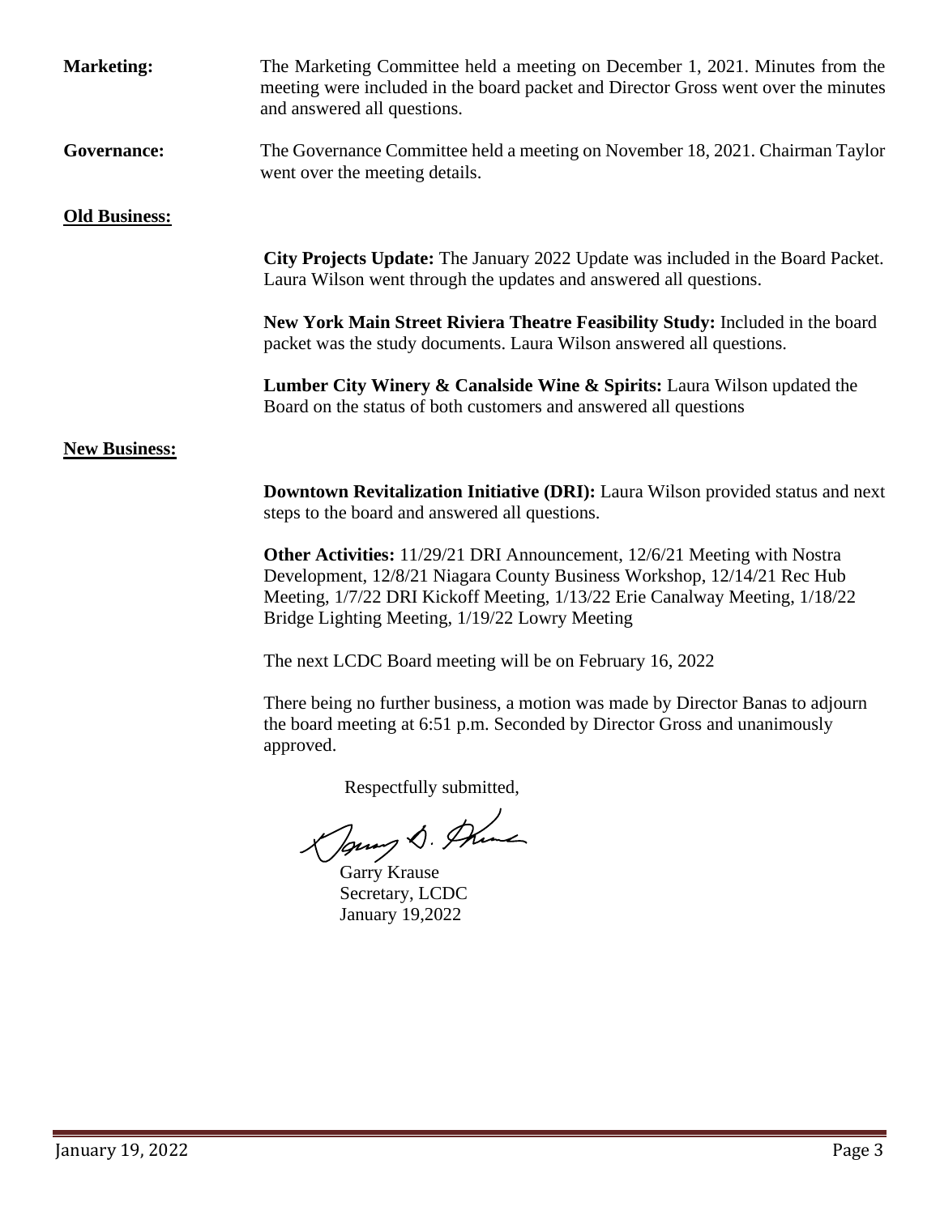**Marketing:** The Marketing Committee held a meeting on December 1, 2021. Minutes from the meeting were included in the board packet and Director Gross went over the minutes and answered all questions.

**Governance:** The Governance Committee held a meeting on November 18, 2021. Chairman Taylor went over the meeting details.

**Old Business:**

**City Projects Update:** The January 2022 Update was included in the Board Packet. Laura Wilson went through the updates and answered all questions.

**New York Main Street Riviera Theatre Feasibility Study:** Included in the board packet was the study documents. Laura Wilson answered all questions.

**Lumber City Winery & Canalside Wine & Spirits:** Laura Wilson updated the Board on the status of both customers and answered all questions

**New Business:**

**Downtown Revitalization Initiative (DRI):** Laura Wilson provided status and next steps to the board and answered all questions.

**Other Activities:** 11/29/21 DRI Announcement, 12/6/21 Meeting with Nostra Development, 12/8/21 Niagara County Business Workshop, 12/14/21 Rec Hub Meeting, 1/7/22 DRI Kickoff Meeting, 1/13/22 Erie Canalway Meeting, 1/18/22 Bridge Lighting Meeting, 1/19/22 Lowry Meeting

The next LCDC Board meeting will be on February 16, 2022

There being no further business, a motion was made by Director Banas to adjourn the board meeting at 6:51 p.m. Seconded by Director Gross and unanimously approved.

Respectfully submitted,

Garry Krause
Secretary, LCDC
January 19,2022